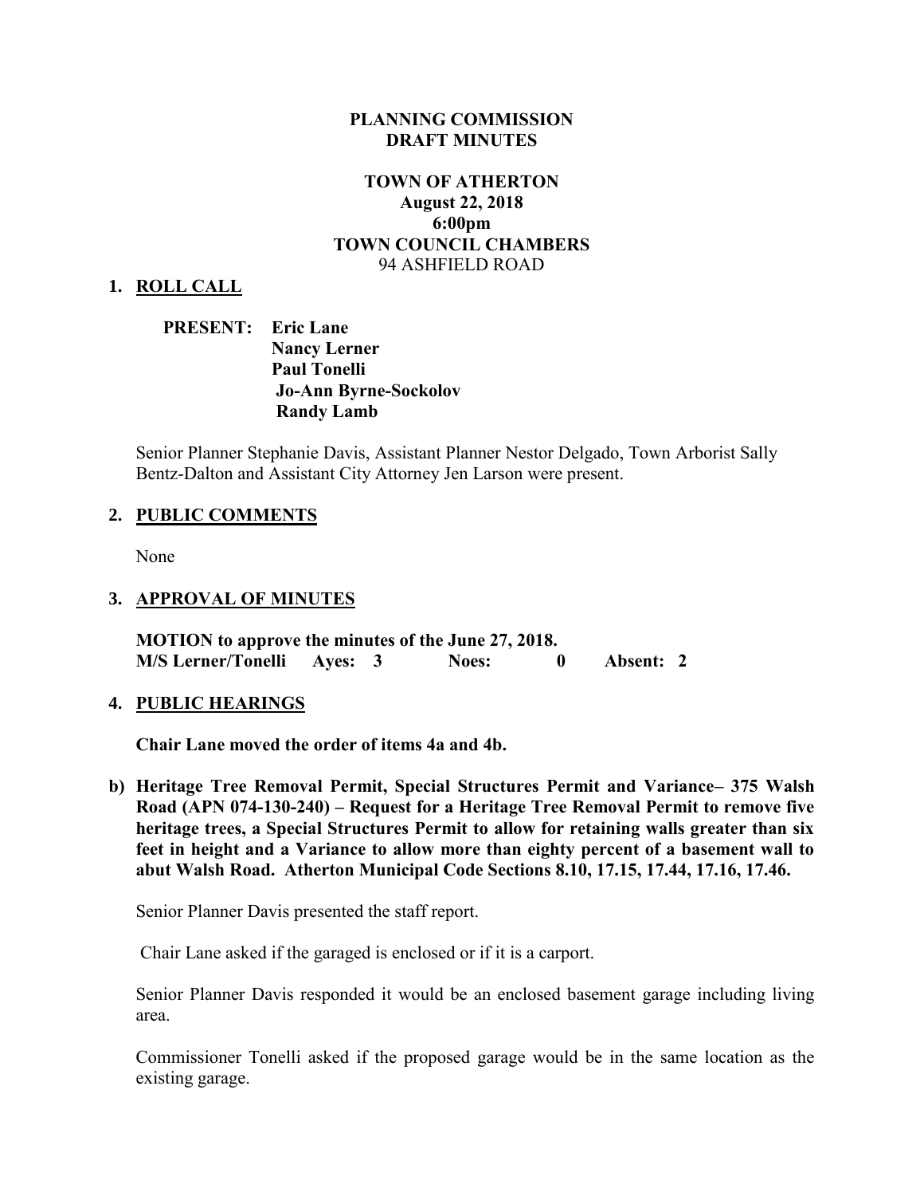**PLANNING COMMISSION**
**DRAFT MINUTES**

**TOWN OF ATHERTON**
**August 22, 2018**
**6:00pm**
**TOWN COUNCIL CHAMBERS**
94 ASHFIELD ROAD

## 1. ROLL CALL

**PRESENT: Eric Lane**
**Nancy Lerner**
**Paul Tonelli**
**Jo-Ann Byrne-Sockolov**
**Randy Lamb**

Senior Planner Stephanie Davis, Assistant Planner Nestor Delgado, Town Arborist Sally Bentz-Dalton and Assistant City Attorney Jen Larson were present.

## 2. PUBLIC COMMENTS

None

## 3. APPROVAL OF MINUTES

**MOTION to approve the minutes of the June 27, 2018.**
**M/S Lerner/Tonelli Ayes: 3 Noes: 0 Absent: 2**

## 4. PUBLIC HEARINGS

**Chair Lane moved the order of items 4a and 4b.**

**b) Heritage Tree Removal Permit, Special Structures Permit and Variance– 375 Walsh Road (APN 074-130-240) – Request for a Heritage Tree Removal Permit to remove five heritage trees, a Special Structures Permit to allow for retaining walls greater than six feet in height and a Variance to allow more than eighty percent of a basement wall to abut Walsh Road. Atherton Municipal Code Sections 8.10, 17.15, 17.44, 17.16, 17.46.**

Senior Planner Davis presented the staff report.

Chair Lane asked if the garaged is enclosed or if it is a carport.

Senior Planner Davis responded it would be an enclosed basement garage including living area.

Commissioner Tonelli asked if the proposed garage would be in the same location as the existing garage.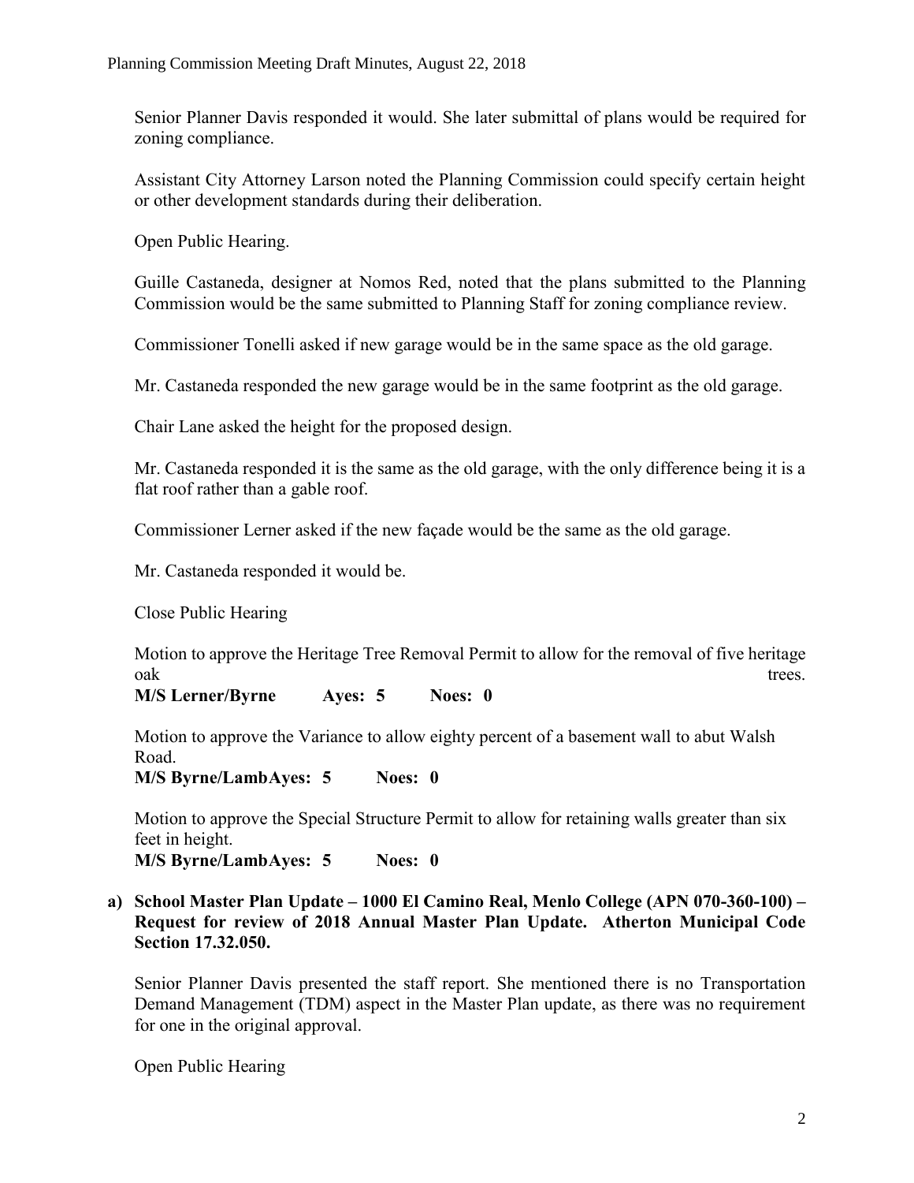Senior Planner Davis responded it would. She later submittal of plans would be required for zoning compliance.

Assistant City Attorney Larson noted the Planning Commission could specify certain height or other development standards during their deliberation.

Open Public Hearing.

Guille Castaneda, designer at Nomos Red, noted that the plans submitted to the Planning Commission would be the same submitted to Planning Staff for zoning compliance review.

Commissioner Tonelli asked if new garage would be in the same space as the old garage.

Mr. Castaneda responded the new garage would be in the same footprint as the old garage.

Chair Lane asked the height for the proposed design.

Mr. Castaneda responded it is the same as the old garage, with the only difference being it is a flat roof rather than a gable roof.

Commissioner Lerner asked if the new façade would be the same as the old garage.

Mr. Castaneda responded it would be.

Close Public Hearing

Motion to approve the Heritage Tree Removal Permit to allow for the removal of five heritage oak trees.
**M/S Lerner/Byrne Ayes: 5 Noes: 0**

Motion to approve the Variance to allow eighty percent of a basement wall to abut Walsh Road.
**M/S Byrne/Lamb Ayes: 5 Noes: 0**

Motion to approve the Special Structure Permit to allow for retaining walls greater than six feet in height.
**M/S Byrne/Lamb Ayes: 5 Noes: 0**

**a) School Master Plan Update – 1000 El Camino Real, Menlo College (APN 070-360-100) – Request for review of 2018 Annual Master Plan Update. Atherton Municipal Code Section 17.32.050.**

Senior Planner Davis presented the staff report. She mentioned there is no Transportation Demand Management (TDM) aspect in the Master Plan update, as there was no requirement for one in the original approval.

Open Public Hearing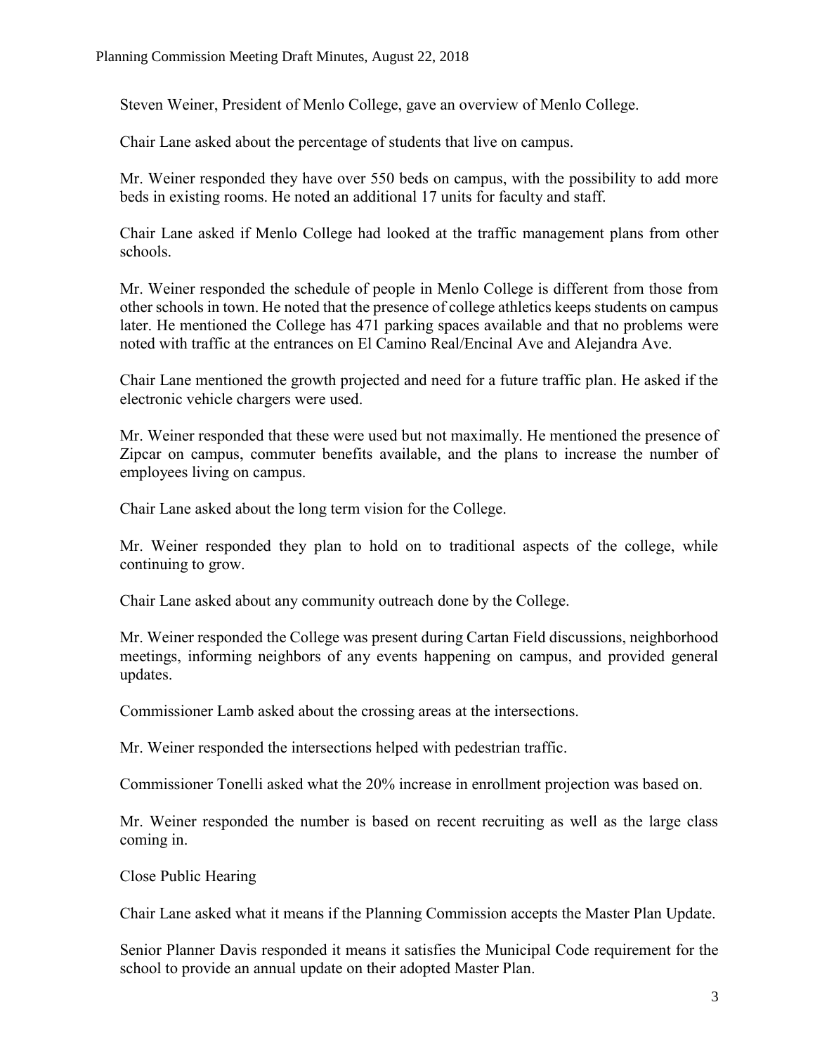Steven Weiner, President of Menlo College, gave an overview of Menlo College.

Chair Lane asked about the percentage of students that live on campus.

Mr. Weiner responded they have over 550 beds on campus, with the possibility to add more beds in existing rooms. He noted an additional 17 units for faculty and staff.

Chair Lane asked if Menlo College had looked at the traffic management plans from other schools.

Mr. Weiner responded the schedule of people in Menlo College is different from those from other schools in town. He noted that the presence of college athletics keeps students on campus later. He mentioned the College has 471 parking spaces available and that no problems were noted with traffic at the entrances on El Camino Real/Encinal Ave and Alejandra Ave.

Chair Lane mentioned the growth projected and need for a future traffic plan. He asked if the electronic vehicle chargers were used.

Mr. Weiner responded that these were used but not maximally. He mentioned the presence of Zipcar on campus, commuter benefits available, and the plans to increase the number of employees living on campus.

Chair Lane asked about the long term vision for the College.

Mr. Weiner responded they plan to hold on to traditional aspects of the college, while continuing to grow.

Chair Lane asked about any community outreach done by the College.

Mr. Weiner responded the College was present during Cartan Field discussions, neighborhood meetings, informing neighbors of any events happening on campus, and provided general updates.

Commissioner Lamb asked about the crossing areas at the intersections.

Mr. Weiner responded the intersections helped with pedestrian traffic.

Commissioner Tonelli asked what the 20% increase in enrollment projection was based on.

Mr. Weiner responded the number is based on recent recruiting as well as the large class coming in.

Close Public Hearing

Chair Lane asked what it means if the Planning Commission accepts the Master Plan Update.

Senior Planner Davis responded it means it satisfies the Municipal Code requirement for the school to provide an annual update on their adopted Master Plan.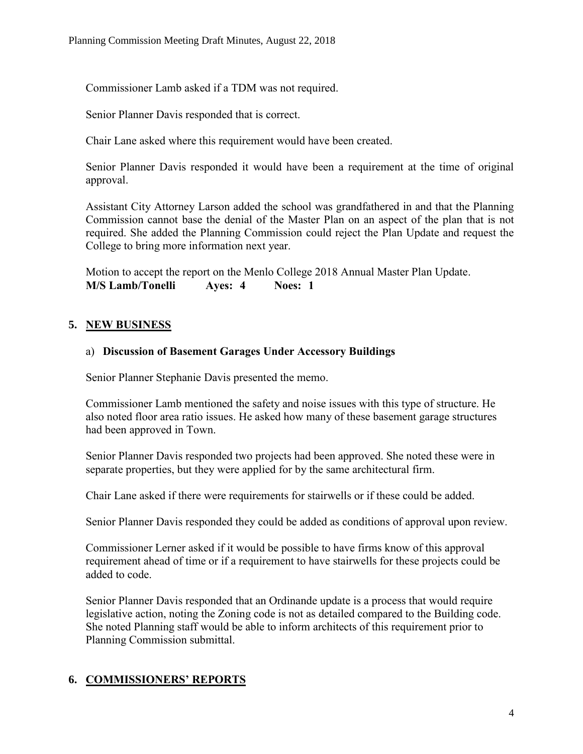Commissioner Lamb asked if a TDM was not required.

Senior Planner Davis responded that is correct.

Chair Lane asked where this requirement would have been created.

Senior Planner Davis responded it would have been a requirement at the time of original approval.

Assistant City Attorney Larson added the school was grandfathered in and that the Planning Commission cannot base the denial of the Master Plan on an aspect of the plan that is not required. She added the Planning Commission could reject the Plan Update and request the College to bring more information next year.

Motion to accept the report on the Menlo College 2018 Annual Master Plan Update.
**M/S Lamb/Tonelli  Ayes: 4  Noes: 1**

## 5. NEW BUSINESS

### a) Discussion of Basement Garages Under Accessory Buildings

Senior Planner Stephanie Davis presented the memo.

Commissioner Lamb mentioned the safety and noise issues with this type of structure. He also noted floor area ratio issues. He asked how many of these basement garage structures had been approved in Town.

Senior Planner Davis responded two projects had been approved. She noted these were in separate properties, but they were applied for by the same architectural firm.

Chair Lane asked if there were requirements for stairwells or if these could be added.

Senior Planner Davis responded they could be added as conditions of approval upon review.

Commissioner Lerner asked if it would be possible to have firms know of this approval requirement ahead of time or if a requirement to have stairwells for these projects could be added to code.

Senior Planner Davis responded that an Ordinande update is a process that would require legislative action, noting the Zoning code is not as detailed compared to the Building code. She noted Planning staff would be able to inform architects of this requirement prior to Planning Commission submittal.

## 6. COMMISSIONERS' REPORTS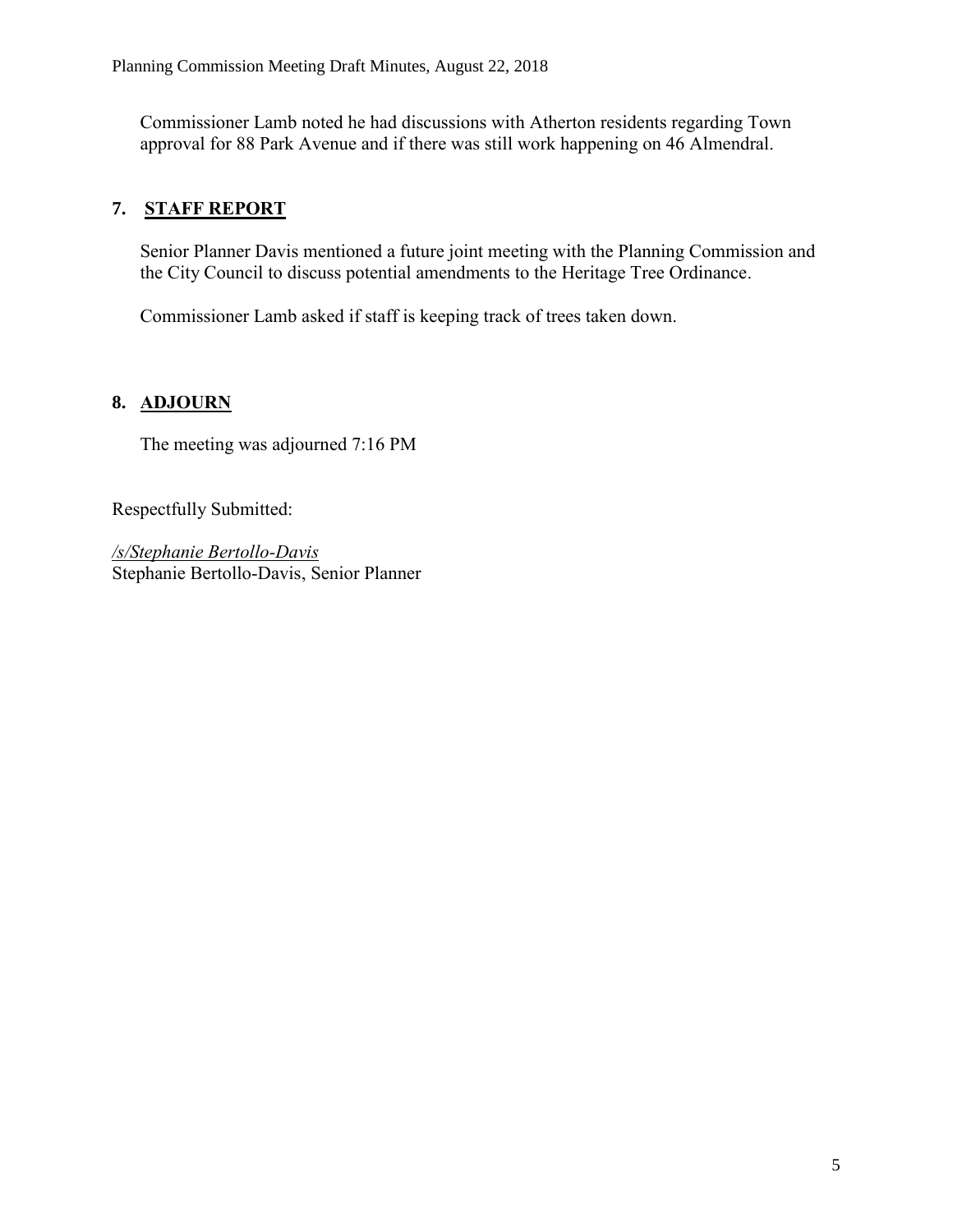Commissioner Lamb noted he had discussions with Atherton residents regarding Town approval for 88 Park Avenue and if there was still work happening on 46 Almendral.

## 7. STAFF REPORT

Senior Planner Davis mentioned a future joint meeting with the Planning Commission and the City Council to discuss potential amendments to the Heritage Tree Ordinance.

Commissioner Lamb asked if staff is keeping track of trees taken down.

## 8. ADJOURN

The meeting was adjourned 7:16 PM

Respectfully Submitted:

*/s/Stephanie Bertollo-Davis*
Stephanie Bertollo-Davis, Senior Planner